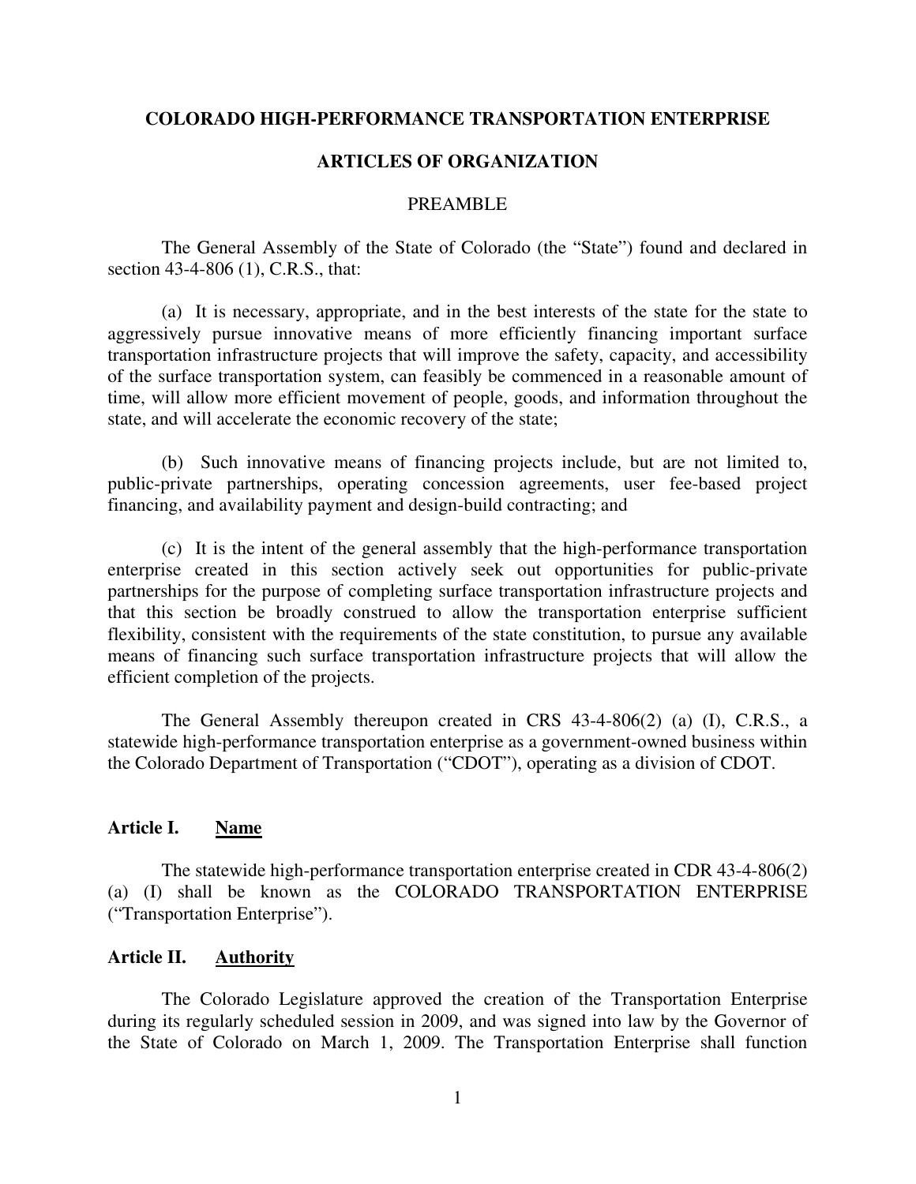# COLORADO HIGH-PERFORMANCE TRANSPORTATION ENTERPRISE

## ARTICLES OF ORGANIZATION

### PREAMBLE

The General Assembly of the State of Colorado (the "State") found and declared in section 43-4-806 (1), C.R.S., that:

(a) It is necessary, appropriate, and in the best interests of the state for the state to aggressively pursue innovative means of more efficiently financing important surface transportation infrastructure projects that will improve the safety, capacity, and accessibility of the surface transportation system, can feasibly be commenced in a reasonable amount of time, will allow more efficient movement of people, goods, and information throughout the state, and will accelerate the economic recovery of the state;

(b) Such innovative means of financing projects include, but are not limited to, public-private partnerships, operating concession agreements, user fee-based project financing, and availability payment and design-build contracting; and

(c) It is the intent of the general assembly that the high-performance transportation enterprise created in this section actively seek out opportunities for public-private partnerships for the purpose of completing surface transportation infrastructure projects and that this section be broadly construed to allow the transportation enterprise sufficient flexibility, consistent with the requirements of the state constitution, to pursue any available means of financing such surface transportation infrastructure projects that will allow the efficient completion of the projects.

The General Assembly thereupon created in CRS 43-4-806(2) (a) (I), C.R.S., a statewide high-performance transportation enterprise as a government-owned business within the Colorado Department of Transportation ("CDOT"), operating as a division of CDOT.

### Article I. <u>Name</u>

The statewide high-performance transportation enterprise created in CDR 43-4-806(2) (a) (I) shall be known as the COLORADO TRANSPORTATION ENTERPRISE ("Transportation Enterprise").

### Article II. <u>Authority</u>

The Colorado Legislature approved the creation of the Transportation Enterprise during its regularly scheduled session in 2009, and was signed into law by the Governor of the State of Colorado on March 1, 2009. The Transportation Enterprise shall function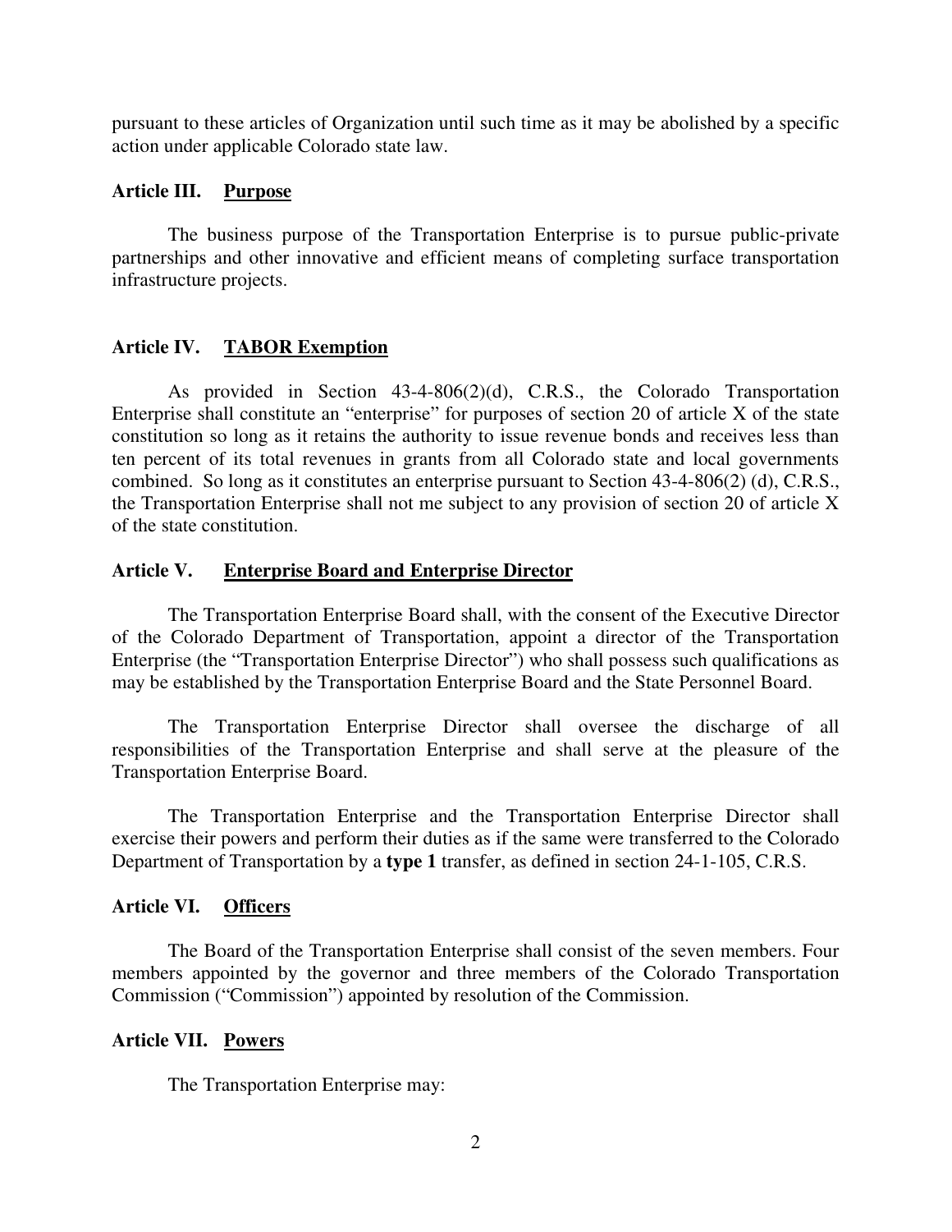pursuant to these articles of Organization until such time as it may be abolished by a specific action under applicable Colorado state law.

**Article III. Purpose**

The business purpose of the Transportation Enterprise is to pursue public-private partnerships and other innovative and efficient means of completing surface transportation infrastructure projects.

**Article IV. TABOR Exemption**

As provided in Section 43-4-806(2)(d), C.R.S., the Colorado Transportation Enterprise shall constitute an "enterprise" for purposes of section 20 of article X of the state constitution so long as it retains the authority to issue revenue bonds and receives less than ten percent of its total revenues in grants from all Colorado state and local governments combined. So long as it constitutes an enterprise pursuant to Section 43-4-806(2) (d), C.R.S., the Transportation Enterprise shall not me subject to any provision of section 20 of article X of the state constitution.

**Article V. Enterprise Board and Enterprise Director**

The Transportation Enterprise Board shall, with the consent of the Executive Director of the Colorado Department of Transportation, appoint a director of the Transportation Enterprise (the "Transportation Enterprise Director") who shall possess such qualifications as may be established by the Transportation Enterprise Board and the State Personnel Board.

The Transportation Enterprise Director shall oversee the discharge of all responsibilities of the Transportation Enterprise and shall serve at the pleasure of the Transportation Enterprise Board.

The Transportation Enterprise and the Transportation Enterprise Director shall exercise their powers and perform their duties as if the same were transferred to the Colorado Department of Transportation by a **type 1** transfer, as defined in section 24-1-105, C.R.S.

**Article VI. Officers**

The Board of the Transportation Enterprise shall consist of the seven members. Four members appointed by the governor and three members of the Colorado Transportation Commission ("Commission") appointed by resolution of the Commission.

**Article VII. Powers**

The Transportation Enterprise may: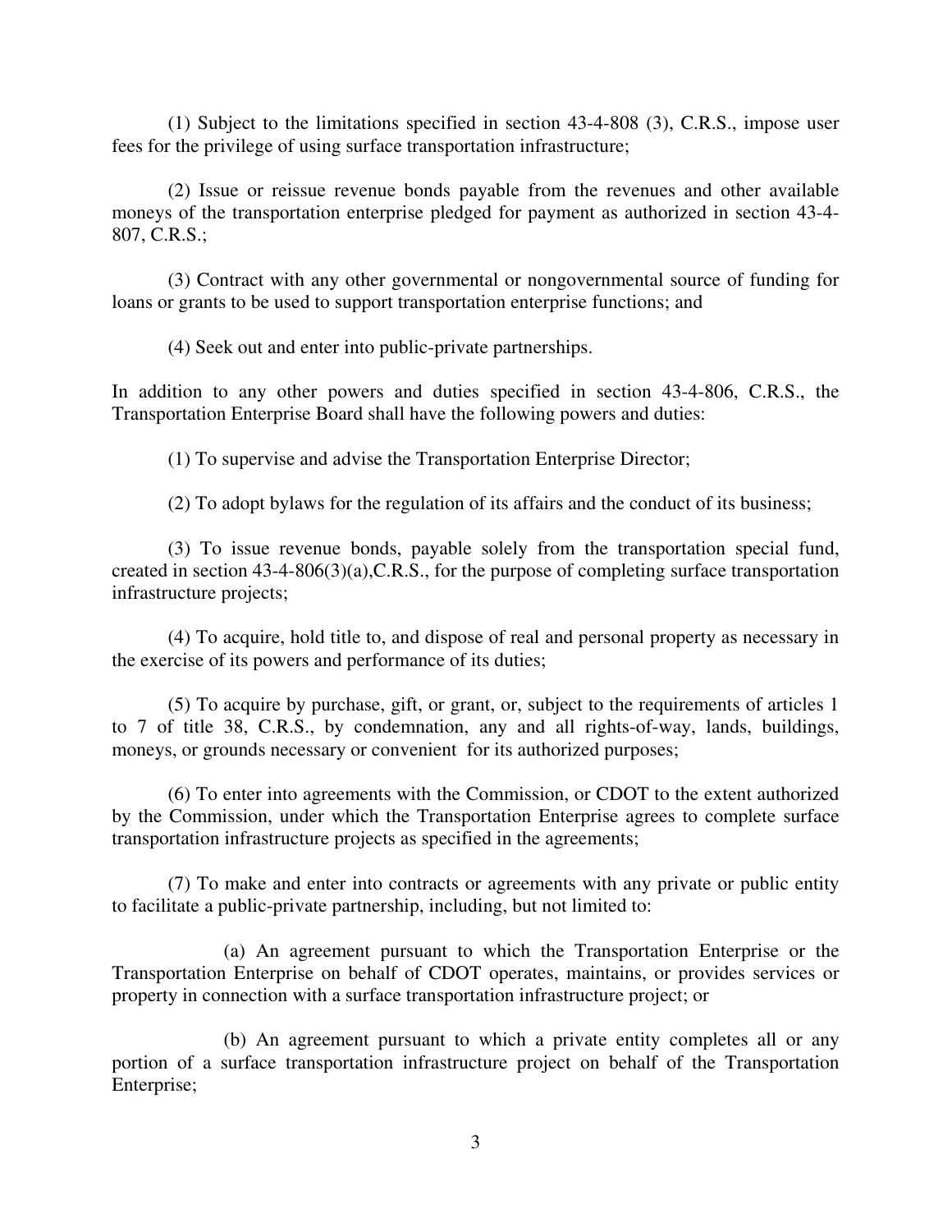(1) Subject to the limitations specified in section 43-4-808 (3), C.R.S., impose user fees for the privilege of using surface transportation infrastructure;

(2) Issue or reissue revenue bonds payable from the revenues and other available moneys of the transportation enterprise pledged for payment as authorized in section 43-4-807, C.R.S.;

(3) Contract with any other governmental or nongovernmental source of funding for loans or grants to be used to support transportation enterprise functions; and

(4) Seek out and enter into public-private partnerships.

In addition to any other powers and duties specified in section 43-4-806, C.R.S., the Transportation Enterprise Board shall have the following powers and duties:

(1) To supervise and advise the Transportation Enterprise Director;

(2) To adopt bylaws for the regulation of its affairs and the conduct of its business;

(3) To issue revenue bonds, payable solely from the transportation special fund, created in section 43-4-806(3)(a),C.R.S., for the purpose of completing surface transportation infrastructure projects;

(4) To acquire, hold title to, and dispose of real and personal property as necessary in the exercise of its powers and performance of its duties;

(5) To acquire by purchase, gift, or grant, or, subject to the requirements of articles 1 to 7 of title 38, C.R.S., by condemnation, any and all rights-of-way, lands, buildings, moneys, or grounds necessary or convenient for its authorized purposes;

(6) To enter into agreements with the Commission, or CDOT to the extent authorized by the Commission, under which the Transportation Enterprise agrees to complete surface transportation infrastructure projects as specified in the agreements;

(7) To make and enter into contracts or agreements with any private or public entity to facilitate a public-private partnership, including, but not limited to:

(a) An agreement pursuant to which the Transportation Enterprise or the Transportation Enterprise on behalf of CDOT operates, maintains, or provides services or property in connection with a surface transportation infrastructure project; or

(b) An agreement pursuant to which a private entity completes all or any portion of a surface transportation infrastructure project on behalf of the Transportation Enterprise;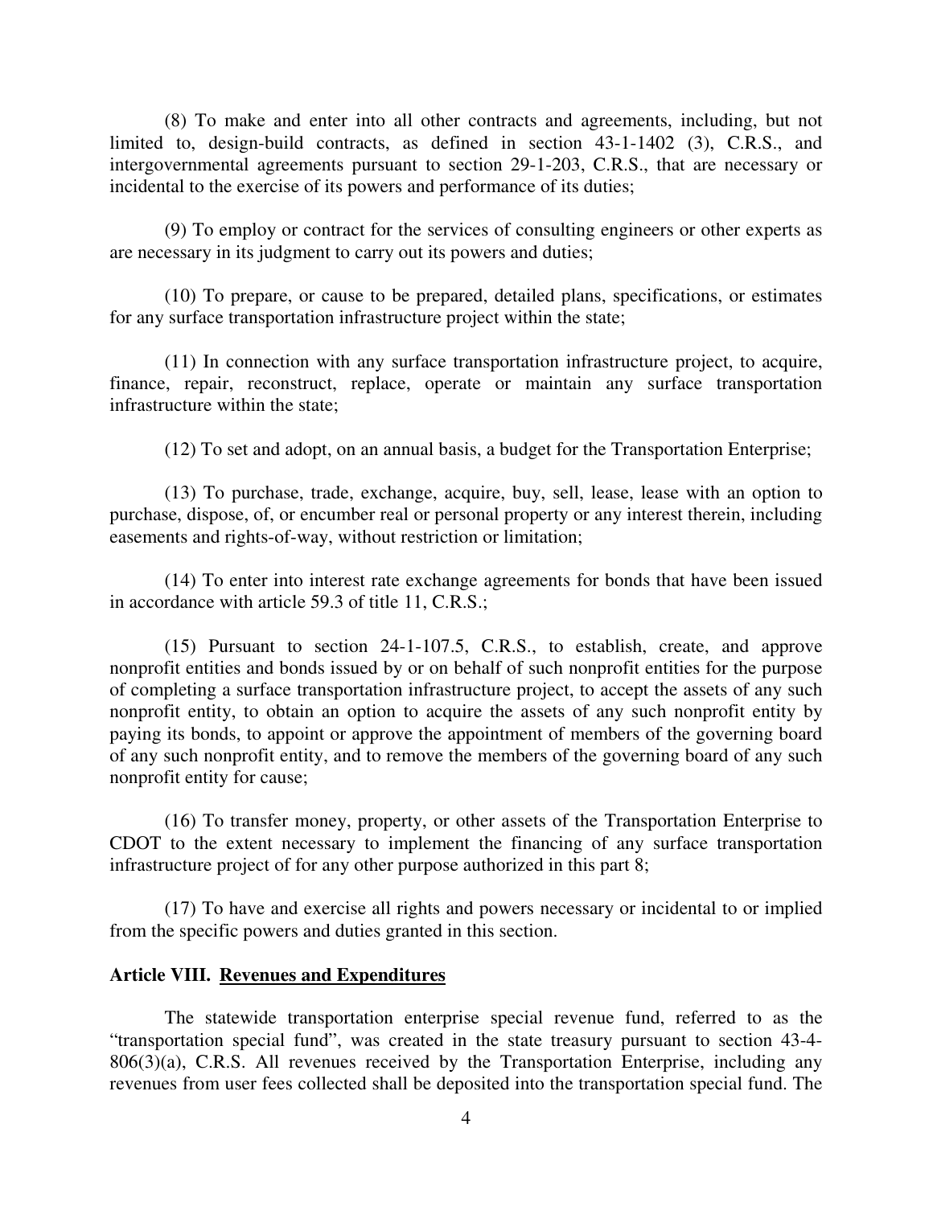(8) To make and enter into all other contracts and agreements, including, but not limited to, design-build contracts, as defined in section 43-1-1402 (3), C.R.S., and intergovernmental agreements pursuant to section 29-1-203, C.R.S., that are necessary or incidental to the exercise of its powers and performance of its duties;

(9) To employ or contract for the services of consulting engineers or other experts as are necessary in its judgment to carry out its powers and duties;

(10) To prepare, or cause to be prepared, detailed plans, specifications, or estimates for any surface transportation infrastructure project within the state;

(11) In connection with any surface transportation infrastructure project, to acquire, finance, repair, reconstruct, replace, operate or maintain any surface transportation infrastructure within the state;

(12) To set and adopt, on an annual basis, a budget for the Transportation Enterprise;

(13) To purchase, trade, exchange, acquire, buy, sell, lease, lease with an option to purchase, dispose, of, or encumber real or personal property or any interest therein, including easements and rights-of-way, without restriction or limitation;

(14) To enter into interest rate exchange agreements for bonds that have been issued in accordance with article 59.3 of title 11, C.R.S.;

(15) Pursuant to section 24-1-107.5, C.R.S., to establish, create, and approve nonprofit entities and bonds issued by or on behalf of such nonprofit entities for the purpose of completing a surface transportation infrastructure project, to accept the assets of any such nonprofit entity, to obtain an option to acquire the assets of any such nonprofit entity by paying its bonds, to appoint or approve the appointment of members of the governing board of any such nonprofit entity, and to remove the members of the governing board of any such nonprofit entity for cause;

(16) To transfer money, property, or other assets of the Transportation Enterprise to CDOT to the extent necessary to implement the financing of any surface transportation infrastructure project of for any other purpose authorized in this part 8;

(17) To have and exercise all rights and powers necessary or incidental to or implied from the specific powers and duties granted in this section.

**Article VIII. <u>Revenues and Expenditures</u>**

The statewide transportation enterprise special revenue fund, referred to as the "transportation special fund", was created in the state treasury pursuant to section 43-4-806(3)(a), C.R.S. All revenues received by the Transportation Enterprise, including any revenues from user fees collected shall be deposited into the transportation special fund. The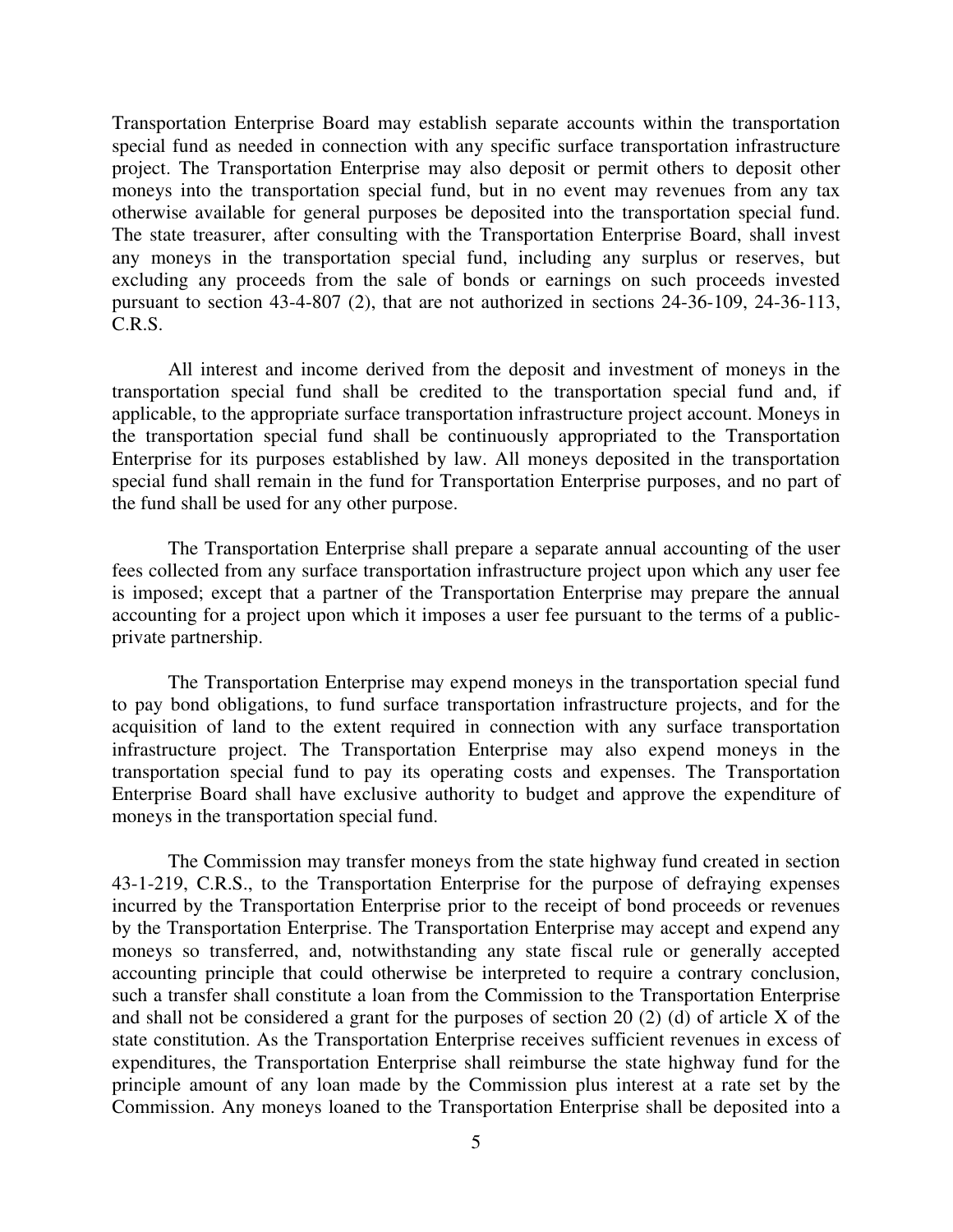Transportation Enterprise Board may establish separate accounts within the transportation special fund as needed in connection with any specific surface transportation infrastructure project. The Transportation Enterprise may also deposit or permit others to deposit other moneys into the transportation special fund, but in no event may revenues from any tax otherwise available for general purposes be deposited into the transportation special fund. The state treasurer, after consulting with the Transportation Enterprise Board, shall invest any moneys in the transportation special fund, including any surplus or reserves, but excluding any proceeds from the sale of bonds or earnings on such proceeds invested pursuant to section 43-4-807 (2), that are not authorized in sections 24-36-109, 24-36-113, C.R.S.

All interest and income derived from the deposit and investment of moneys in the transportation special fund shall be credited to the transportation special fund and, if applicable, to the appropriate surface transportation infrastructure project account. Moneys in the transportation special fund shall be continuously appropriated to the Transportation Enterprise for its purposes established by law. All moneys deposited in the transportation special fund shall remain in the fund for Transportation Enterprise purposes, and no part of the fund shall be used for any other purpose.

The Transportation Enterprise shall prepare a separate annual accounting of the user fees collected from any surface transportation infrastructure project upon which any user fee is imposed; except that a partner of the Transportation Enterprise may prepare the annual accounting for a project upon which it imposes a user fee pursuant to the terms of a public-private partnership.

The Transportation Enterprise may expend moneys in the transportation special fund to pay bond obligations, to fund surface transportation infrastructure projects, and for the acquisition of land to the extent required in connection with any surface transportation infrastructure project. The Transportation Enterprise may also expend moneys in the transportation special fund to pay its operating costs and expenses. The Transportation Enterprise Board shall have exclusive authority to budget and approve the expenditure of moneys in the transportation special fund.

The Commission may transfer moneys from the state highway fund created in section 43-1-219, C.R.S., to the Transportation Enterprise for the purpose of defraying expenses incurred by the Transportation Enterprise prior to the receipt of bond proceeds or revenues by the Transportation Enterprise. The Transportation Enterprise may accept and expend any moneys so transferred, and, notwithstanding any state fiscal rule or generally accepted accounting principle that could otherwise be interpreted to require a contrary conclusion, such a transfer shall constitute a loan from the Commission to the Transportation Enterprise and shall not be considered a grant for the purposes of section 20 (2) (d) of article X of the state constitution. As the Transportation Enterprise receives sufficient revenues in excess of expenditures, the Transportation Enterprise shall reimburse the state highway fund for the principle amount of any loan made by the Commission plus interest at a rate set by the Commission. Any moneys loaned to the Transportation Enterprise shall be deposited into a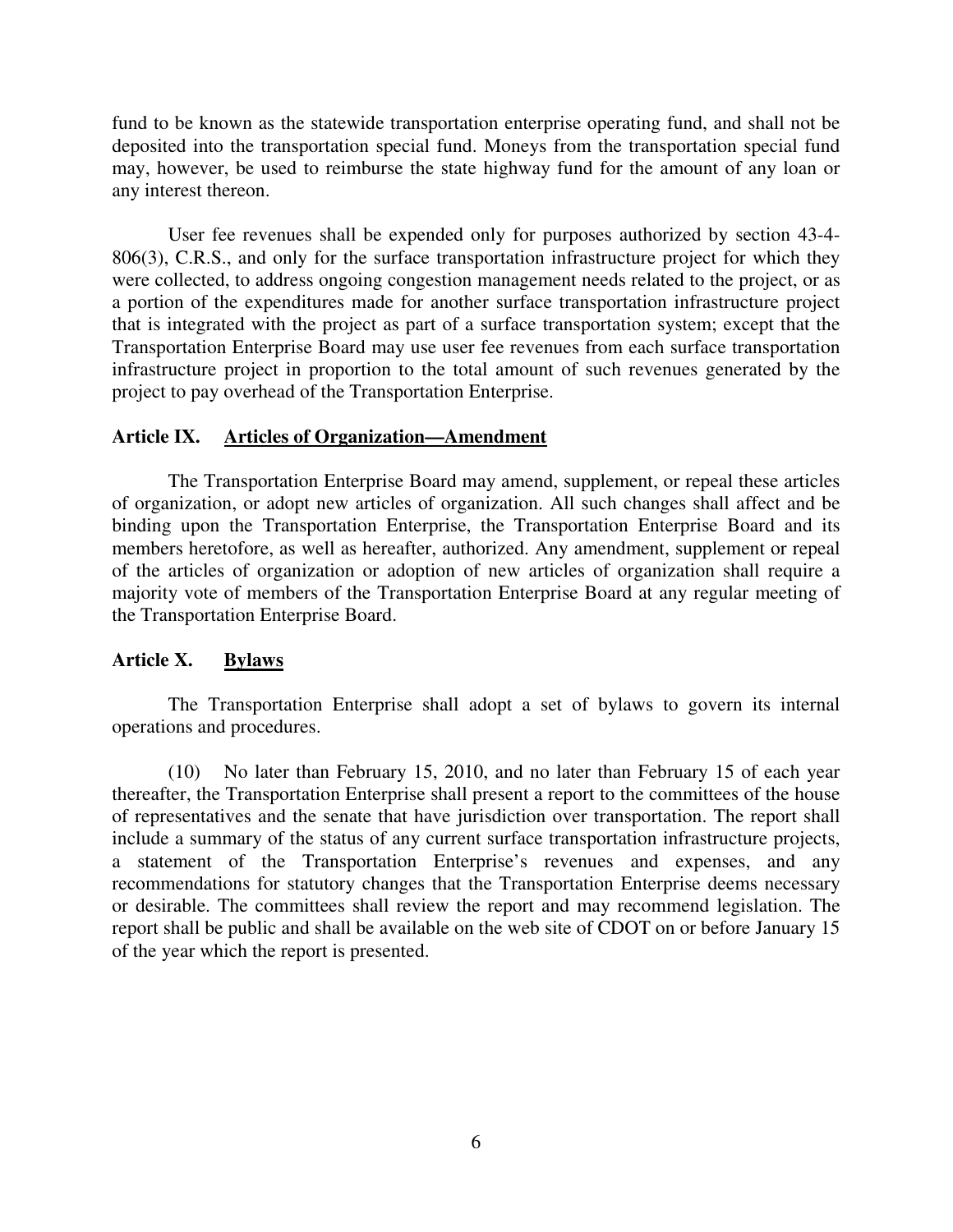fund to be known as the statewide transportation enterprise operating fund, and shall not be deposited into the transportation special fund. Moneys from the transportation special fund may, however, be used to reimburse the state highway fund for the amount of any loan or any interest thereon.

User fee revenues shall be expended only for purposes authorized by section 43-4-806(3), C.R.S., and only for the surface transportation infrastructure project for which they were collected, to address ongoing congestion management needs related to the project, or as a portion of the expenditures made for another surface transportation infrastructure project that is integrated with the project as part of a surface transportation system; except that the Transportation Enterprise Board may use user fee revenues from each surface transportation infrastructure project in proportion to the total amount of such revenues generated by the project to pay overhead of the Transportation Enterprise.

## Article IX. Articles of Organization—Amendment

The Transportation Enterprise Board may amend, supplement, or repeal these articles of organization, or adopt new articles of organization. All such changes shall affect and be binding upon the Transportation Enterprise, the Transportation Enterprise Board and its members heretofore, as well as hereafter, authorized. Any amendment, supplement or repeal of the articles of organization or adoption of new articles of organization shall require a majority vote of members of the Transportation Enterprise Board at any regular meeting of the Transportation Enterprise Board.

## Article X. Bylaws

The Transportation Enterprise shall adopt a set of bylaws to govern its internal operations and procedures.

(10) No later than February 15, 2010, and no later than February 15 of each year thereafter, the Transportation Enterprise shall present a report to the committees of the house of representatives and the senate that have jurisdiction over transportation. The report shall include a summary of the status of any current surface transportation infrastructure projects, a statement of the Transportation Enterprise's revenues and expenses, and any recommendations for statutory changes that the Transportation Enterprise deems necessary or desirable. The committees shall review the report and may recommend legislation. The report shall be public and shall be available on the web site of CDOT on or before January 15 of the year which the report is presented.